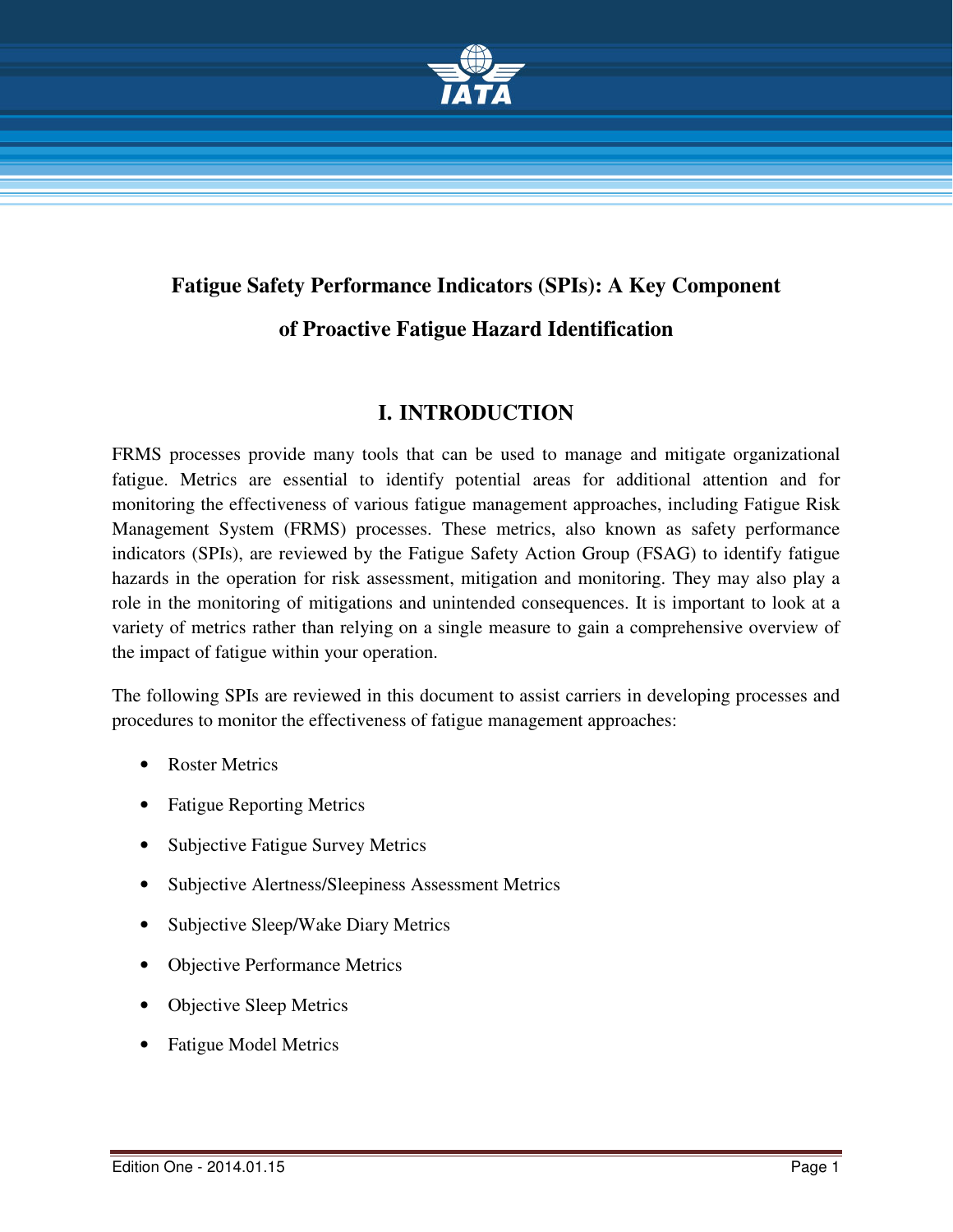# Fatigue Safety Performance Indicators (SPIs): A Key Component of Proactive Fatigue Hazard Identification

## I. INTRODUCTION

FRMS processes provide many tools that can be used to manage and mitigate organizational fatigue. Metrics are essential to identify potential areas for additional attention and for monitoring the effectiveness of various fatigue management approaches, including Fatigue Risk Management System (FRMS) processes. These metrics, also known as safety performance indicators (SPIs), are reviewed by the Fatigue Safety Action Group (FSAG) to identify fatigue hazards in the operation for risk assessment, mitigation and monitoring. They may also play a role in the monitoring of mitigations and unintended consequences. It is important to look at a variety of metrics rather than relying on a single measure to gain a comprehensive overview of the impact of fatigue within your operation.

The following SPIs are reviewed in this document to assist carriers in developing processes and procedures to monitor the effectiveness of fatigue management approaches:

- Roster Metrics
- Fatigue Reporting Metrics
- Subjective Fatigue Survey Metrics
- Subjective Alertness/Sleepiness Assessment Metrics
- Subjective Sleep/Wake Diary Metrics
- Objective Performance Metrics
- Objective Sleep Metrics
- Fatigue Model Metrics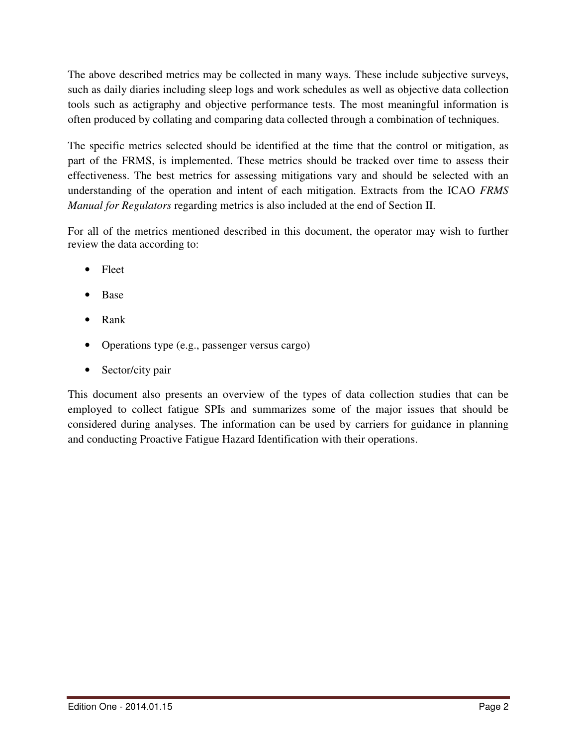The above described metrics may be collected in many ways. These include subjective surveys, such as daily diaries including sleep logs and work schedules as well as objective data collection tools such as actigraphy and objective performance tests. The most meaningful information is often produced by collating and comparing data collected through a combination of techniques.

The specific metrics selected should be identified at the time that the control or mitigation, as part of the FRMS, is implemented. These metrics should be tracked over time to assess their effectiveness. The best metrics for assessing mitigations vary and should be selected with an understanding of the operation and intent of each mitigation. Extracts from the ICAO *FRMS Manual for Regulators* regarding metrics is also included at the end of Section II.

For all of the metrics mentioned described in this document, the operator may wish to further review the data according to:

- Fleet
- Base
- Rank
- Operations type (e.g., passenger versus cargo)
- Sector/city pair

This document also presents an overview of the types of data collection studies that can be employed to collect fatigue SPIs and summarizes some of the major issues that should be considered during analyses. The information can be used by carriers for guidance in planning and conducting Proactive Fatigue Hazard Identification with their operations.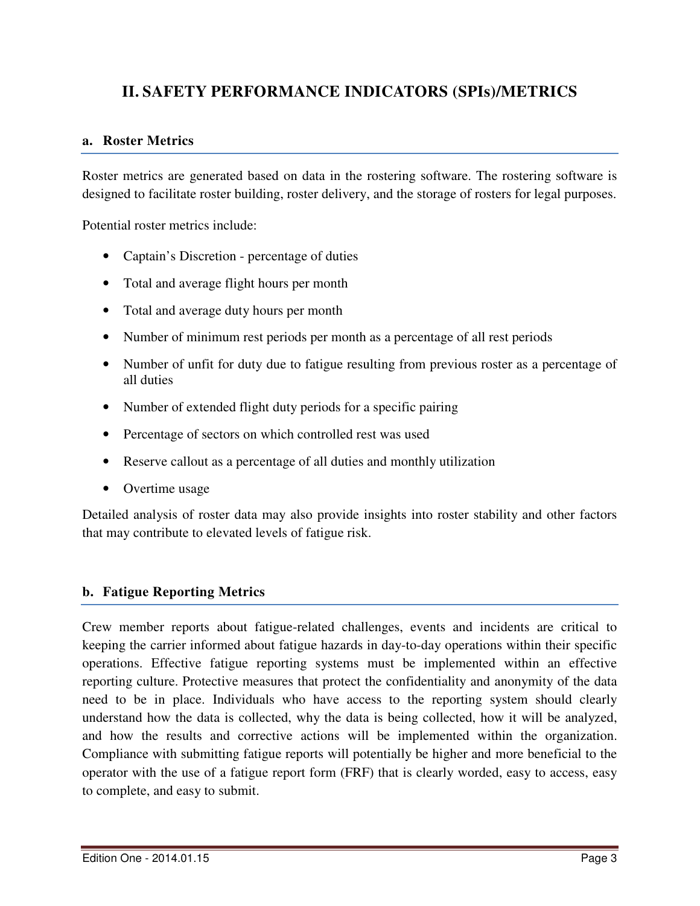## II. SAFETY PERFORMANCE INDICATORS (SPIs)/METRICS

### a. Roster Metrics

Roster metrics are generated based on data in the rostering software. The rostering software is designed to facilitate roster building, roster delivery, and the storage of rosters for legal purposes.

Potential roster metrics include:

- Captain's Discretion - percentage of duties
- Total and average flight hours per month
- Total and average duty hours per month
- Number of minimum rest periods per month as a percentage of all rest periods
- Number of unfit for duty due to fatigue resulting from previous roster as a percentage of all duties
- Number of extended flight duty periods for a specific pairing
- Percentage of sectors on which controlled rest was used
- Reserve callout as a percentage of all duties and monthly utilization
- Overtime usage

Detailed analysis of roster data may also provide insights into roster stability and other factors that may contribute to elevated levels of fatigue risk.

### b. Fatigue Reporting Metrics

Crew member reports about fatigue-related challenges, events and incidents are critical to keeping the carrier informed about fatigue hazards in day-to-day operations within their specific operations. Effective fatigue reporting systems must be implemented within an effective reporting culture. Protective measures that protect the confidentiality and anonymity of the data need to be in place. Individuals who have access to the reporting system should clearly understand how the data is collected, why the data is being collected, how it will be analyzed, and how the results and corrective actions will be implemented within the organization. Compliance with submitting fatigue reports will potentially be higher and more beneficial to the operator with the use of a fatigue report form (FRF) that is clearly worded, easy to access, easy to complete, and easy to submit.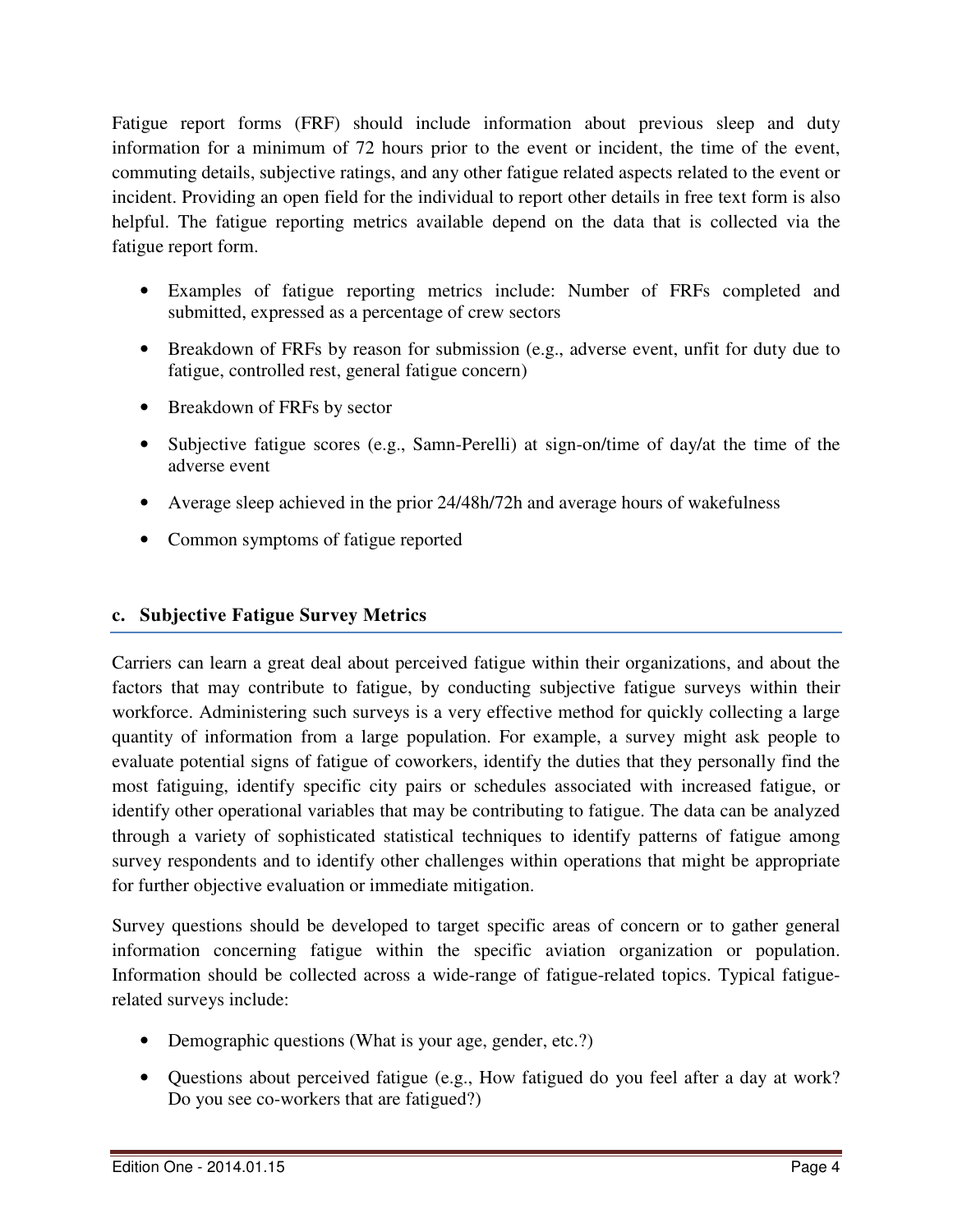Fatigue report forms (FRF) should include information about previous sleep and duty information for a minimum of 72 hours prior to the event or incident, the time of the event, commuting details, subjective ratings, and any other fatigue related aspects related to the event or incident. Providing an open field for the individual to report other details in free text form is also helpful. The fatigue reporting metrics available depend on the data that is collected via the fatigue report form.

- Examples of fatigue reporting metrics include: Number of FRFs completed and submitted, expressed as a percentage of crew sectors
- Breakdown of FRFs by reason for submission (e.g., adverse event, unfit for duty due to fatigue, controlled rest, general fatigue concern)
- Breakdown of FRFs by sector
- Subjective fatigue scores (e.g., Samn-Perelli) at sign-on/time of day/at the time of the adverse event
- Average sleep achieved in the prior 24/48h/72h and average hours of wakefulness
- Common symptoms of fatigue reported

### c. Subjective Fatigue Survey Metrics

Carriers can learn a great deal about perceived fatigue within their organizations, and about the factors that may contribute to fatigue, by conducting subjective fatigue surveys within their workforce. Administering such surveys is a very effective method for quickly collecting a large quantity of information from a large population. For example, a survey might ask people to evaluate potential signs of fatigue of coworkers, identify the duties that they personally find the most fatiguing, identify specific city pairs or schedules associated with increased fatigue, or identify other operational variables that may be contributing to fatigue. The data can be analyzed through a variety of sophisticated statistical techniques to identify patterns of fatigue among survey respondents and to identify other challenges within operations that might be appropriate for further objective evaluation or immediate mitigation.

Survey questions should be developed to target specific areas of concern or to gather general information concerning fatigue within the specific aviation organization or population. Information should be collected across a wide-range of fatigue-related topics. Typical fatigue-related surveys include:

- Demographic questions (What is your age, gender, etc.?)
- Questions about perceived fatigue (e.g., How fatigued do you feel after a day at work? Do you see co-workers that are fatigued?)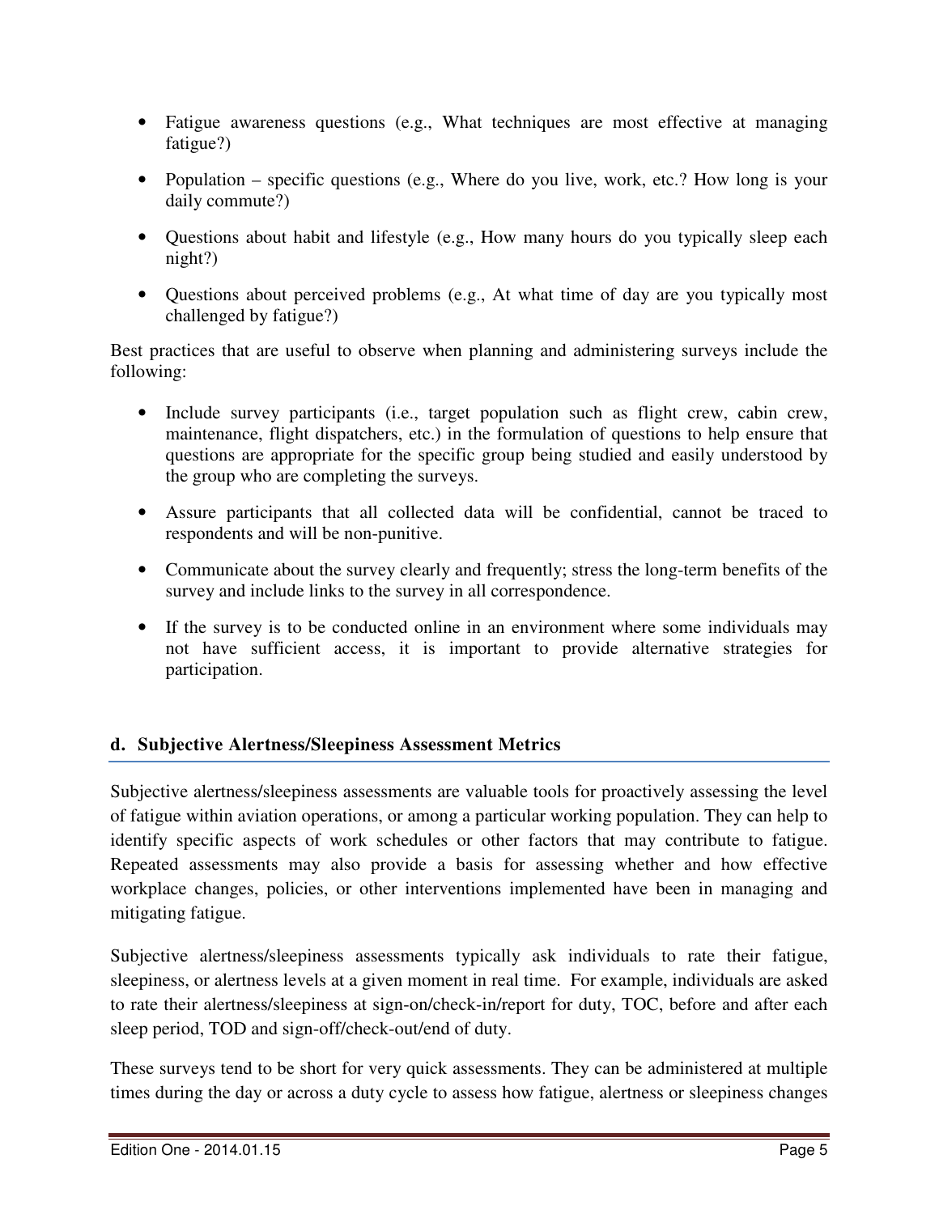- Fatigue awareness questions (e.g., What techniques are most effective at managing fatigue?)
- Population – specific questions (e.g., Where do you live, work, etc.? How long is your daily commute?)
- Questions about habit and lifestyle (e.g., How many hours do you typically sleep each night?)
- Questions about perceived problems (e.g., At what time of day are you typically most challenged by fatigue?)

Best practices that are useful to observe when planning and administering surveys include the following:

- Include survey participants (i.e., target population such as flight crew, cabin crew, maintenance, flight dispatchers, etc.) in the formulation of questions to help ensure that questions are appropriate for the specific group being studied and easily understood by the group who are completing the surveys.
- Assure participants that all collected data will be confidential, cannot be traced to respondents and will be non-punitive.
- Communicate about the survey clearly and frequently; stress the long-term benefits of the survey and include links to the survey in all correspondence.
- If the survey is to be conducted online in an environment where some individuals may not have sufficient access, it is important to provide alternative strategies for participation.

## d. Subjective Alertness/Sleepiness Assessment Metrics

Subjective alertness/sleepiness assessments are valuable tools for proactively assessing the level of fatigue within aviation operations, or among a particular working population. They can help to identify specific aspects of work schedules or other factors that may contribute to fatigue. Repeated assessments may also provide a basis for assessing whether and how effective workplace changes, policies, or other interventions implemented have been in managing and mitigating fatigue.

Subjective alertness/sleepiness assessments typically ask individuals to rate their fatigue, sleepiness, or alertness levels at a given moment in real time. For example, individuals are asked to rate their alertness/sleepiness at sign-on/check-in/report for duty, TOC, before and after each sleep period, TOD and sign-off/check-out/end of duty.

These surveys tend to be short for very quick assessments. They can be administered at multiple times during the day or across a duty cycle to assess how fatigue, alertness or sleepiness changes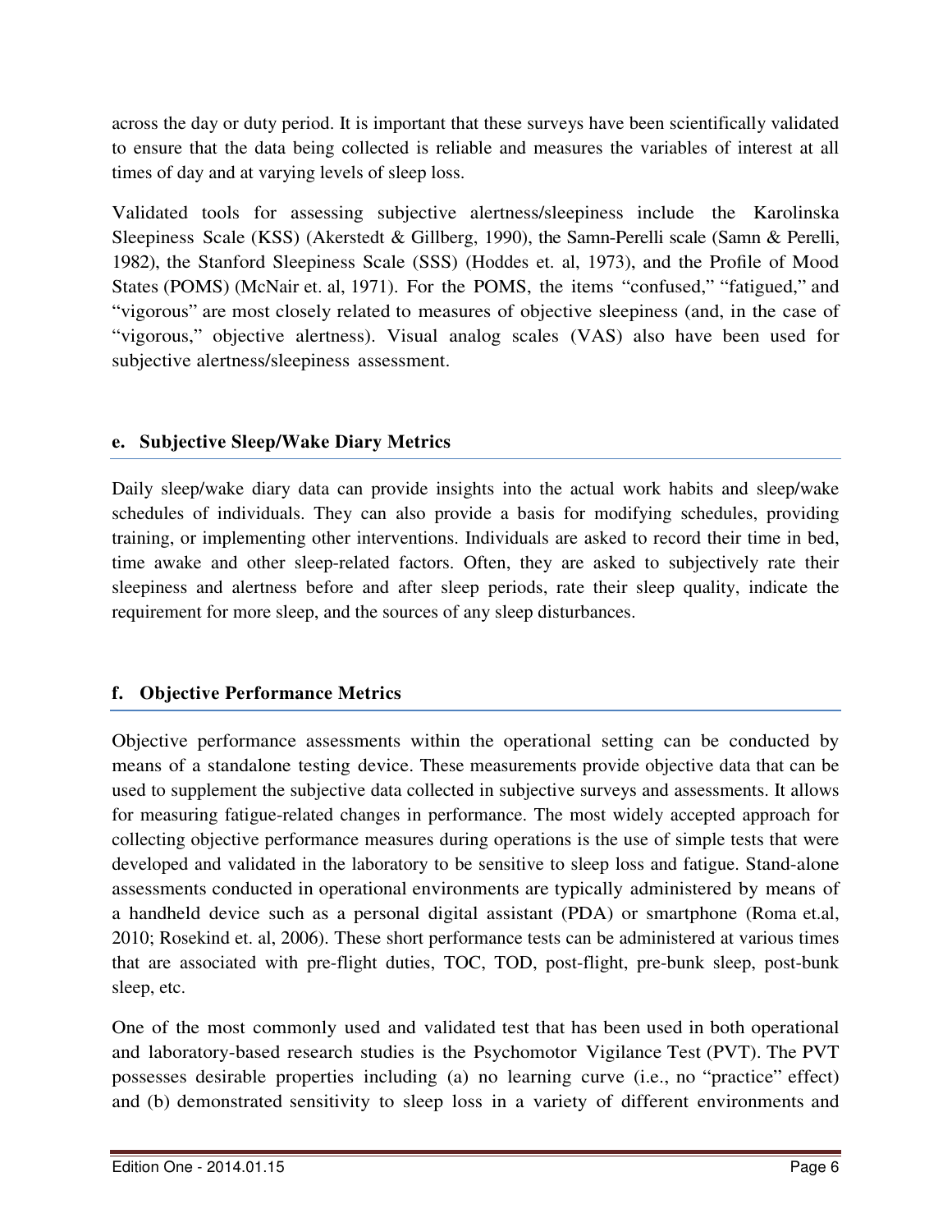across the day or duty period. It is important that these surveys have been scientifically validated to ensure that the data being collected is reliable and measures the variables of interest at all times of day and at varying levels of sleep loss.

Validated tools for assessing subjective alertness/sleepiness include the Karolinska Sleepiness Scale (KSS) (Akerstedt & Gillberg, 1990), the Samn-Perelli scale (Samn & Perelli, 1982), the Stanford Sleepiness Scale (SSS) (Hoddes et. al, 1973), and the Profile of Mood States (POMS) (McNair et. al, 1971). For the POMS, the items "confused," "fatigued," and "vigorous" are most closely related to measures of objective sleepiness (and, in the case of "vigorous," objective alertness). Visual analog scales (VAS) also have been used for subjective alertness/sleepiness assessment.

### e. Subjective Sleep/Wake Diary Metrics

Daily sleep/wake diary data can provide insights into the actual work habits and sleep/wake schedules of individuals. They can also provide a basis for modifying schedules, providing training, or implementing other interventions. Individuals are asked to record their time in bed, time awake and other sleep-related factors. Often, they are asked to subjectively rate their sleepiness and alertness before and after sleep periods, rate their sleep quality, indicate the requirement for more sleep, and the sources of any sleep disturbances.

### f. Objective Performance Metrics

Objective performance assessments within the operational setting can be conducted by means of a standalone testing device. These measurements provide objective data that can be used to supplement the subjective data collected in subjective surveys and assessments. It allows for measuring fatigue-related changes in performance. The most widely accepted approach for collecting objective performance measures during operations is the use of simple tests that were developed and validated in the laboratory to be sensitive to sleep loss and fatigue. Stand-alone assessments conducted in operational environments are typically administered by means of a handheld device such as a personal digital assistant (PDA) or smartphone (Roma et.al, 2010; Rosekind et. al, 2006). These short performance tests can be administered at various times that are associated with pre-flight duties, TOC, TOD, post-flight, pre-bunk sleep, post-bunk sleep, etc.

One of the most commonly used and validated test that has been used in both operational and laboratory-based research studies is the Psychomotor Vigilance Test (PVT). The PVT possesses desirable properties including (a) no learning curve (i.e., no "practice" effect) and (b) demonstrated sensitivity to sleep loss in a variety of different environments and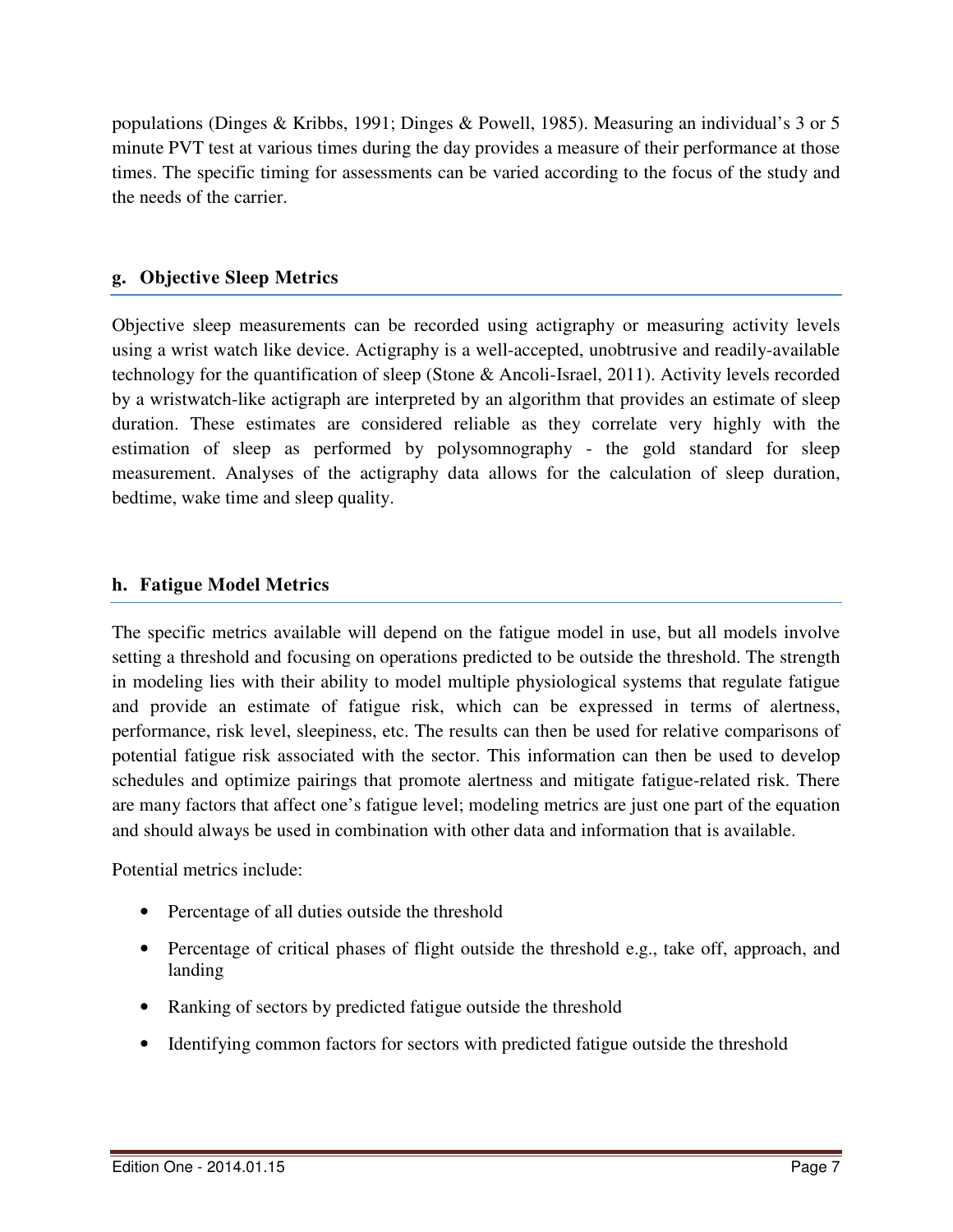populations (Dinges & Kribbs, 1991; Dinges & Powell, 1985). Measuring an individual's 3 or 5 minute PVT test at various times during the day provides a measure of their performance at those times. The specific timing for assessments can be varied according to the focus of the study and the needs of the carrier.

### g. Objective Sleep Metrics

Objective sleep measurements can be recorded using actigraphy or measuring activity levels using a wrist watch like device. Actigraphy is a well-accepted, unobtrusive and readily-available technology for the quantification of sleep (Stone & Ancoli-Israel, 2011). Activity levels recorded by a wristwatch-like actigraph are interpreted by an algorithm that provides an estimate of sleep duration. These estimates are considered reliable as they correlate very highly with the estimation of sleep as performed by polysomnography - the gold standard for sleep measurement. Analyses of the actigraphy data allows for the calculation of sleep duration, bedtime, wake time and sleep quality.

### h. Fatigue Model Metrics

The specific metrics available will depend on the fatigue model in use, but all models involve setting a threshold and focusing on operations predicted to be outside the threshold. The strength in modeling lies with their ability to model multiple physiological systems that regulate fatigue and provide an estimate of fatigue risk, which can be expressed in terms of alertness, performance, risk level, sleepiness, etc. The results can then be used for relative comparisons of potential fatigue risk associated with the sector. This information can then be used to develop schedules and optimize pairings that promote alertness and mitigate fatigue-related risk. There are many factors that affect one's fatigue level; modeling metrics are just one part of the equation and should always be used in combination with other data and information that is available.

Potential metrics include:

- Percentage of all duties outside the threshold
- Percentage of critical phases of flight outside the threshold e.g., take off, approach, and landing
- Ranking of sectors by predicted fatigue outside the threshold
- Identifying common factors for sectors with predicted fatigue outside the threshold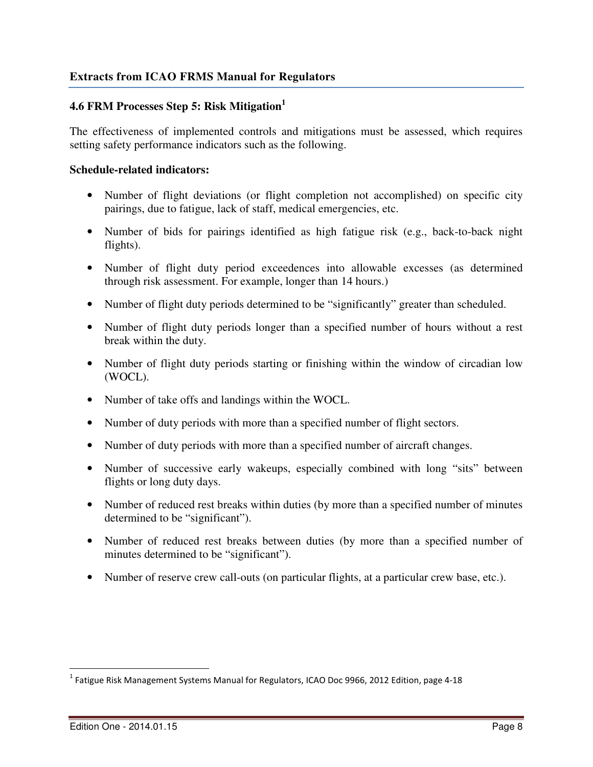## Extracts from ICAO FRMS Manual for Regulators

### 4.6 FRM Processes Step 5: Risk Mitigation[1]

The effectiveness of implemented controls and mitigations must be assessed, which requires setting safety performance indicators such as the following.

**Schedule-related indicators:**

- Number of flight deviations (or flight completion not accomplished) on specific city pairings, due to fatigue, lack of staff, medical emergencies, etc.
- Number of bids for pairings identified as high fatigue risk (e.g., back-to-back night flights).
- Number of flight duty period exceedences into allowable excesses (as determined through risk assessment. For example, longer than 14 hours.)
- Number of flight duty periods determined to be "significantly" greater than scheduled.
- Number of flight duty periods longer than a specified number of hours without a rest break within the duty.
- Number of flight duty periods starting or finishing within the window of circadian low (WOCL).
- Number of take offs and landings within the WOCL.
- Number of duty periods with more than a specified number of flight sectors.
- Number of duty periods with more than a specified number of aircraft changes.
- Number of successive early wakeups, especially combined with long "sits" between flights or long duty days.
- Number of reduced rest breaks within duties (by more than a specified number of minutes determined to be "significant").
- Number of reduced rest breaks between duties (by more than a specified number of minutes determined to be "significant").
- Number of reserve crew call-outs (on particular flights, at a particular crew base, etc.).

---

[1] Fatigue Risk Management Systems Manual for Regulators, ICAO Doc 9966, 2012 Edition, page 4-18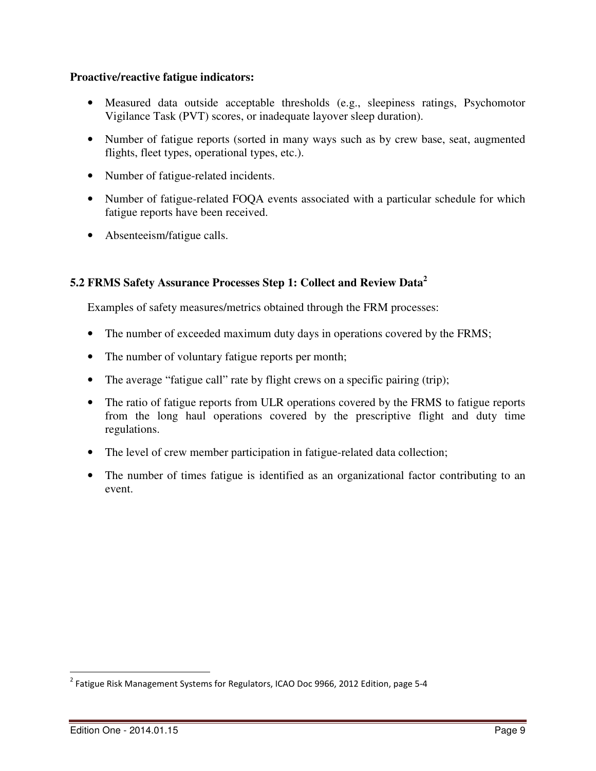**Proactive/reactive fatigue indicators:**

- Measured data outside acceptable thresholds (e.g., sleepiness ratings, Psychomotor Vigilance Task (PVT) scores, or inadequate layover sleep duration).
- Number of fatigue reports (sorted in many ways such as by crew base, seat, augmented flights, fleet types, operational types, etc.).
- Number of fatigue-related incidents.
- Number of fatigue-related FOQA events associated with a particular schedule for which fatigue reports have been received.
- Absenteeism/fatigue calls.

### 5.2 FRMS Safety Assurance Processes Step 1: Collect and Review Data[2]

Examples of safety measures/metrics obtained through the FRM processes:

- The number of exceeded maximum duty days in operations covered by the FRMS;
- The number of voluntary fatigue reports per month;
- The average "fatigue call" rate by flight crews on a specific pairing (trip);
- The ratio of fatigue reports from ULR operations covered by the FRMS to fatigue reports from the long haul operations covered by the prescriptive flight and duty time regulations.
- The level of crew member participation in fatigue-related data collection;
- The number of times fatigue is identified as an organizational factor contributing to an event.

[2] Fatigue Risk Management Systems for Regulators, ICAO Doc 9966, 2012 Edition, page 5-4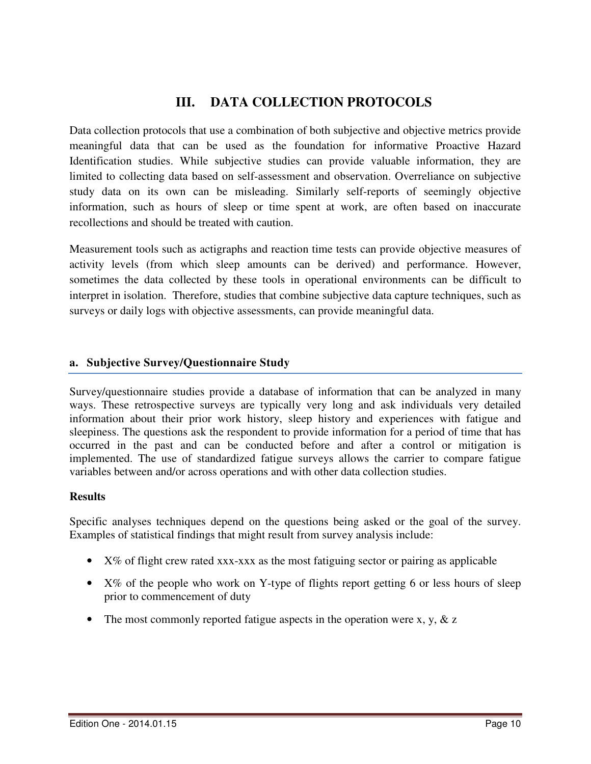# III. DATA COLLECTION PROTOCOLS

Data collection protocols that use a combination of both subjective and objective metrics provide meaningful data that can be used as the foundation for informative Proactive Hazard Identification studies. While subjective studies can provide valuable information, they are limited to collecting data based on self-assessment and observation. Overreliance on subjective study data on its own can be misleading. Similarly self-reports of seemingly objective information, such as hours of sleep or time spent at work, are often based on inaccurate recollections and should be treated with caution.

Measurement tools such as actigraphs and reaction time tests can provide objective measures of activity levels (from which sleep amounts can be derived) and performance. However, sometimes the data collected by these tools in operational environments can be difficult to interpret in isolation. Therefore, studies that combine subjective data capture techniques, such as surveys or daily logs with objective assessments, can provide meaningful data.

## a. Subjective Survey/Questionnaire Study

Survey/questionnaire studies provide a database of information that can be analyzed in many ways. These retrospective surveys are typically very long and ask individuals very detailed information about their prior work history, sleep history and experiences with fatigue and sleepiness. The questions ask the respondent to provide information for a period of time that has occurred in the past and can be conducted before and after a control or mitigation is implemented. The use of standardized fatigue surveys allows the carrier to compare fatigue variables between and/or across operations and with other data collection studies.

**Results**

Specific analyses techniques depend on the questions being asked or the goal of the survey. Examples of statistical findings that might result from survey analysis include:

- X% of flight crew rated xxx-xxx as the most fatiguing sector or pairing as applicable
- X% of the people who work on Y-type of flights report getting 6 or less hours of sleep prior to commencement of duty
- The most commonly reported fatigue aspects in the operation were x, y, & z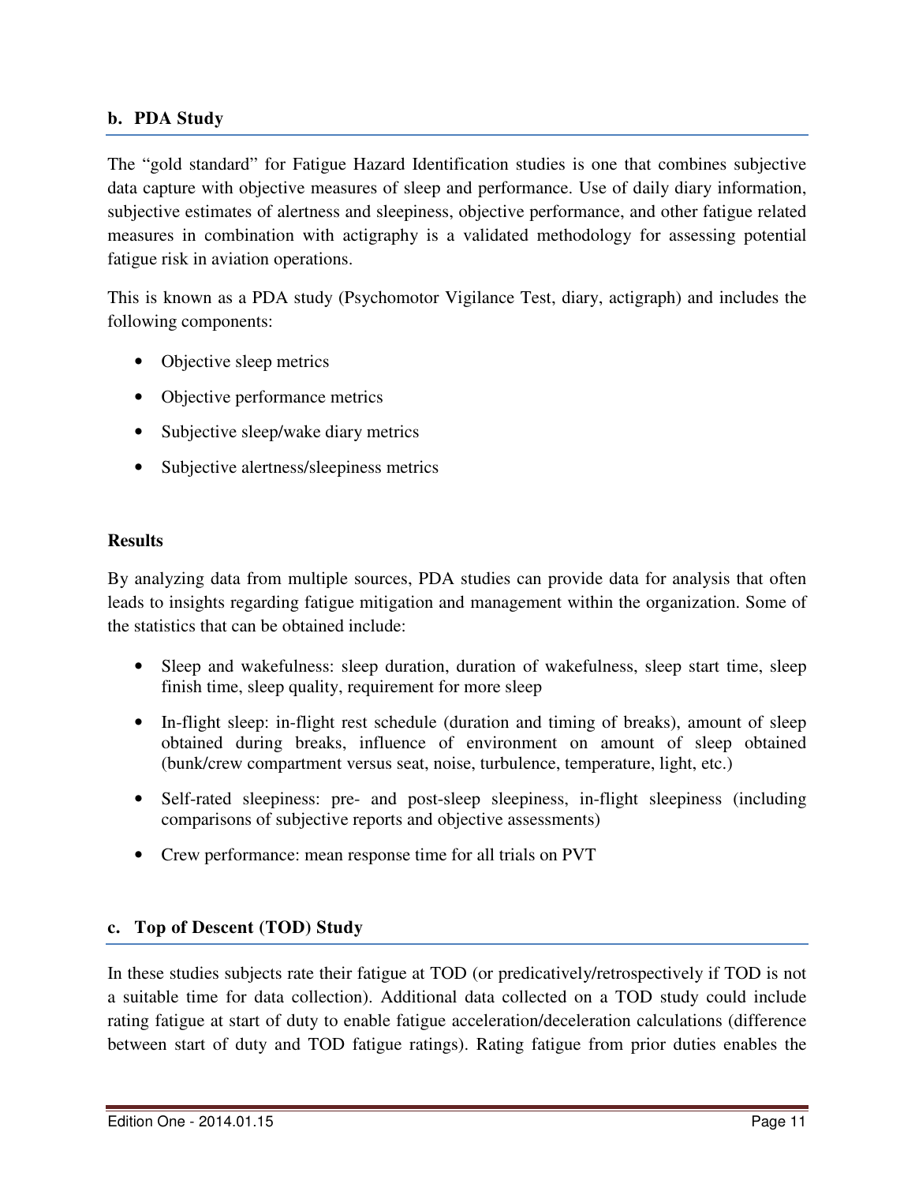### b. PDA Study

The "gold standard" for Fatigue Hazard Identification studies is one that combines subjective data capture with objective measures of sleep and performance. Use of daily diary information, subjective estimates of alertness and sleepiness, objective performance, and other fatigue related measures in combination with actigraphy is a validated methodology for assessing potential fatigue risk in aviation operations.

This is known as a PDA study (Psychomotor Vigilance Test, diary, actigraph) and includes the following components:

- Objective sleep metrics
- Objective performance metrics
- Subjective sleep/wake diary metrics
- Subjective alertness/sleepiness metrics

**Results**

By analyzing data from multiple sources, PDA studies can provide data for analysis that often leads to insights regarding fatigue mitigation and management within the organization. Some of the statistics that can be obtained include:

- Sleep and wakefulness: sleep duration, duration of wakefulness, sleep start time, sleep finish time, sleep quality, requirement for more sleep
- In-flight sleep: in-flight rest schedule (duration and timing of breaks), amount of sleep obtained during breaks, influence of environment on amount of sleep obtained (bunk/crew compartment versus seat, noise, turbulence, temperature, light, etc.)
- Self-rated sleepiness: pre- and post-sleep sleepiness, in-flight sleepiness (including comparisons of subjective reports and objective assessments)
- Crew performance: mean response time for all trials on PVT

### c. Top of Descent (TOD) Study

In these studies subjects rate their fatigue at TOD (or predicatively/retrospectively if TOD is not a suitable time for data collection). Additional data collected on a TOD study could include rating fatigue at start of duty to enable fatigue acceleration/deceleration calculations (difference between start of duty and TOD fatigue ratings). Rating fatigue from prior duties enables the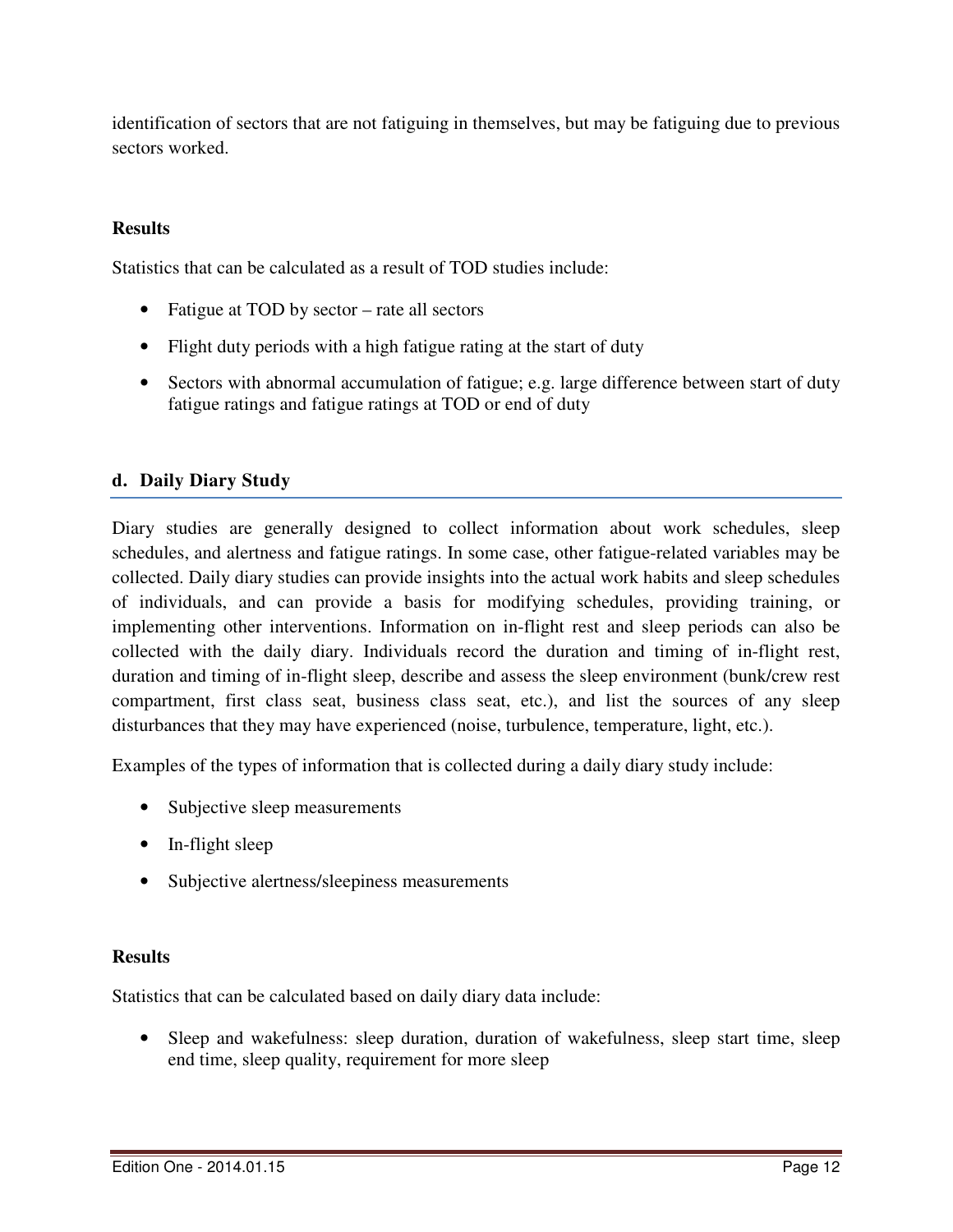identification of sectors that are not fatiguing in themselves, but may be fatiguing due to previous sectors worked.

**Results**

Statistics that can be calculated as a result of TOD studies include:

- Fatigue at TOD by sector – rate all sectors
- Flight duty periods with a high fatigue rating at the start of duty
- Sectors with abnormal accumulation of fatigue; e.g. large difference between start of duty fatigue ratings and fatigue ratings at TOD or end of duty

### d. Daily Diary Study

Diary studies are generally designed to collect information about work schedules, sleep schedules, and alertness and fatigue ratings. In some case, other fatigue-related variables may be collected. Daily diary studies can provide insights into the actual work habits and sleep schedules of individuals, and can provide a basis for modifying schedules, providing training, or implementing other interventions. Information on in-flight rest and sleep periods can also be collected with the daily diary. Individuals record the duration and timing of in-flight rest, duration and timing of in-flight sleep, describe and assess the sleep environment (bunk/crew rest compartment, first class seat, business class seat, etc.), and list the sources of any sleep disturbances that they may have experienced (noise, turbulence, temperature, light, etc.).

Examples of the types of information that is collected during a daily diary study include:

- Subjective sleep measurements
- In-flight sleep
- Subjective alertness/sleepiness measurements

**Results**

Statistics that can be calculated based on daily diary data include:

- Sleep and wakefulness: sleep duration, duration of wakefulness, sleep start time, sleep end time, sleep quality, requirement for more sleep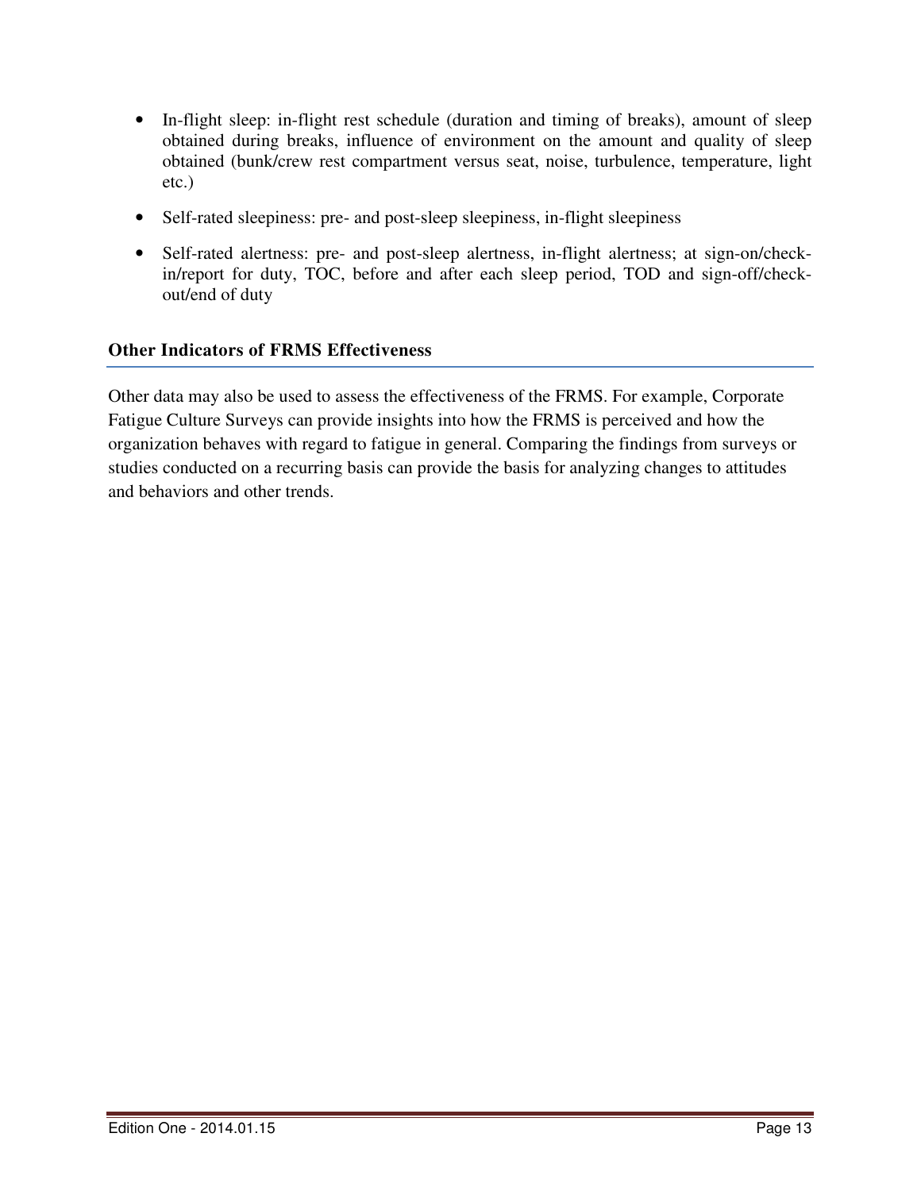- In-flight sleep: in-flight rest schedule (duration and timing of breaks), amount of sleep obtained during breaks, influence of environment on the amount and quality of sleep obtained (bunk/crew rest compartment versus seat, noise, turbulence, temperature, light etc.)
- Self-rated sleepiness: pre- and post-sleep sleepiness, in-flight sleepiness
- Self-rated alertness: pre- and post-sleep alertness, in-flight alertness; at sign-on/check-in/report for duty, TOC, before and after each sleep period, TOD and sign-off/check-out/end of duty

## Other Indicators of FRMS Effectiveness

Other data may also be used to assess the effectiveness of the FRMS. For example, Corporate Fatigue Culture Surveys can provide insights into how the FRMS is perceived and how the organization behaves with regard to fatigue in general. Comparing the findings from surveys or studies conducted on a recurring basis can provide the basis for analyzing changes to attitudes and behaviors and other trends.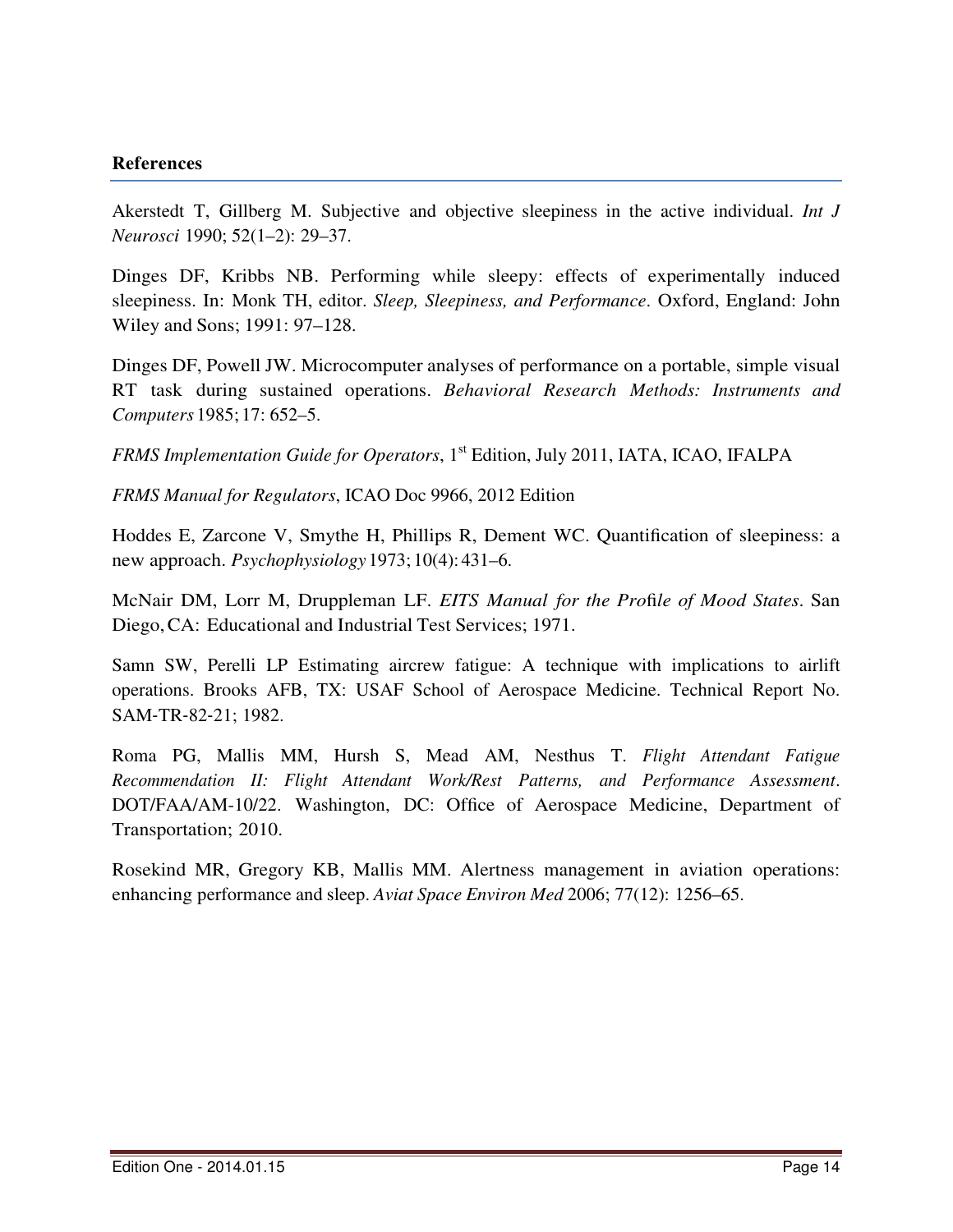## References

Akerstedt T, Gillberg M. Subjective and objective sleepiness in the active individual. *Int J Neurosci* 1990; 52(1–2): 29–37.

Dinges DF, Kribbs NB. Performing while sleepy: effects of experimentally induced sleepiness. In: Monk TH, editor. *Sleep, Sleepiness, and Performance*. Oxford, England: John Wiley and Sons; 1991: 97–128.

Dinges DF, Powell JW. Microcomputer analyses of performance on a portable, simple visual RT task during sustained operations. *Behavioral Research Methods: Instruments and Computers* 1985; 17: 652–5.

*FRMS Implementation Guide for Operators*, 1st Edition, July 2011, IATA, ICAO, IFALPA

*FRMS Manual for Regulators*, ICAO Doc 9966, 2012 Edition

Hoddes E, Zarcone V, Smythe H, Phillips R, Dement WC. Quantification of sleepiness: a new approach. *Psychophysiology* 1973; 10(4): 431–6.

McNair DM, Lorr M, Druppleman LF. *EITS Manual for the Profile of Mood States*. San Diego, CA: Educational and Industrial Test Services; 1971.

Samn SW, Perelli LP Estimating aircrew fatigue: A technique with implications to airlift operations. Brooks AFB, TX: USAF School of Aerospace Medicine. Technical Report No. SAM-TR-82-21; 1982.

Roma PG, Mallis MM, Hursh S, Mead AM, Nesthus T. *Flight Attendant Fatigue Recommendation II: Flight Attendant Work/Rest Patterns, and Performance Assessment*. DOT/FAA/AM-10/22. Washington, DC: Office of Aerospace Medicine, Department of Transportation; 2010.

Rosekind MR, Gregory KB, Mallis MM. Alertness management in aviation operations: enhancing performance and sleep. *Aviat Space Environ Med* 2006; 77(12): 1256–65.